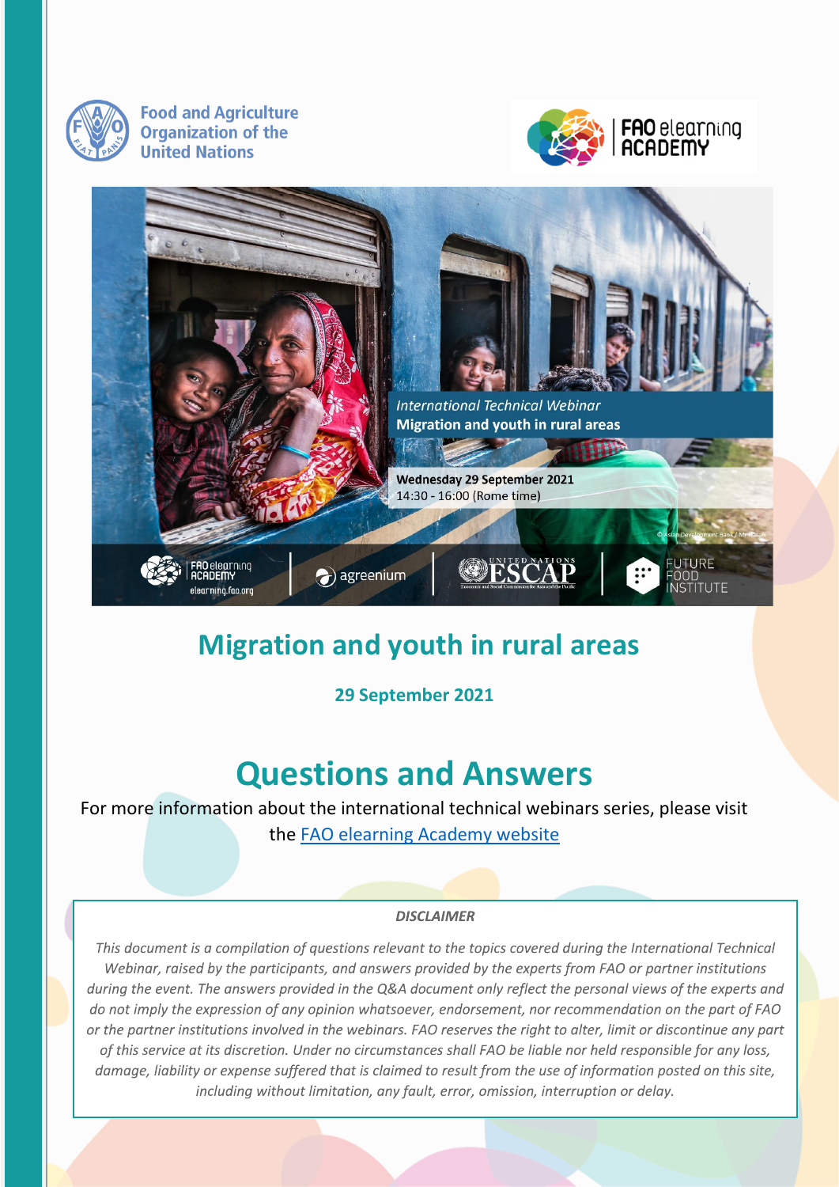Food and Agriculture Organization of the United Nations

FAO elearning ACADEMY

*International Technical Webinar*
**Migration and youth in rural areas**

**Wednesday 29 September 2021**
14:30 - 16:00 (Rome time)

© Asian Development Bank / Mr Hasan

FAO elearning ACADEMY elearning.fao.org | agreenium | UNITED NATIONS ESCAP Economic and Social Commission for Asia and the Pacific | FUTURE FOOD INSTITUTE

# Migration and youth in rural areas

**29 September 2021**

# Questions and Answers

For more information about the international technical webinars series, please visit the [FAO elearning Academy website]

***DISCLAIMER***

*This document is a compilation of questions relevant to the topics covered during the International Technical Webinar, raised by the participants, and answers provided by the experts from FAO or partner institutions during the event. The answers provided in the Q&A document only reflect the personal views of the experts and do not imply the expression of any opinion whatsoever, endorsement, nor recommendation on the part of FAO or the partner institutions involved in the webinars. FAO reserves the right to alter, limit or discontinue any part of this service at its discretion. Under no circumstances shall FAO be liable nor held responsible for any loss, damage, liability or expense suffered that is claimed to result from the use of information posted on this site, including without limitation, any fault, error, omission, interruption or delay.*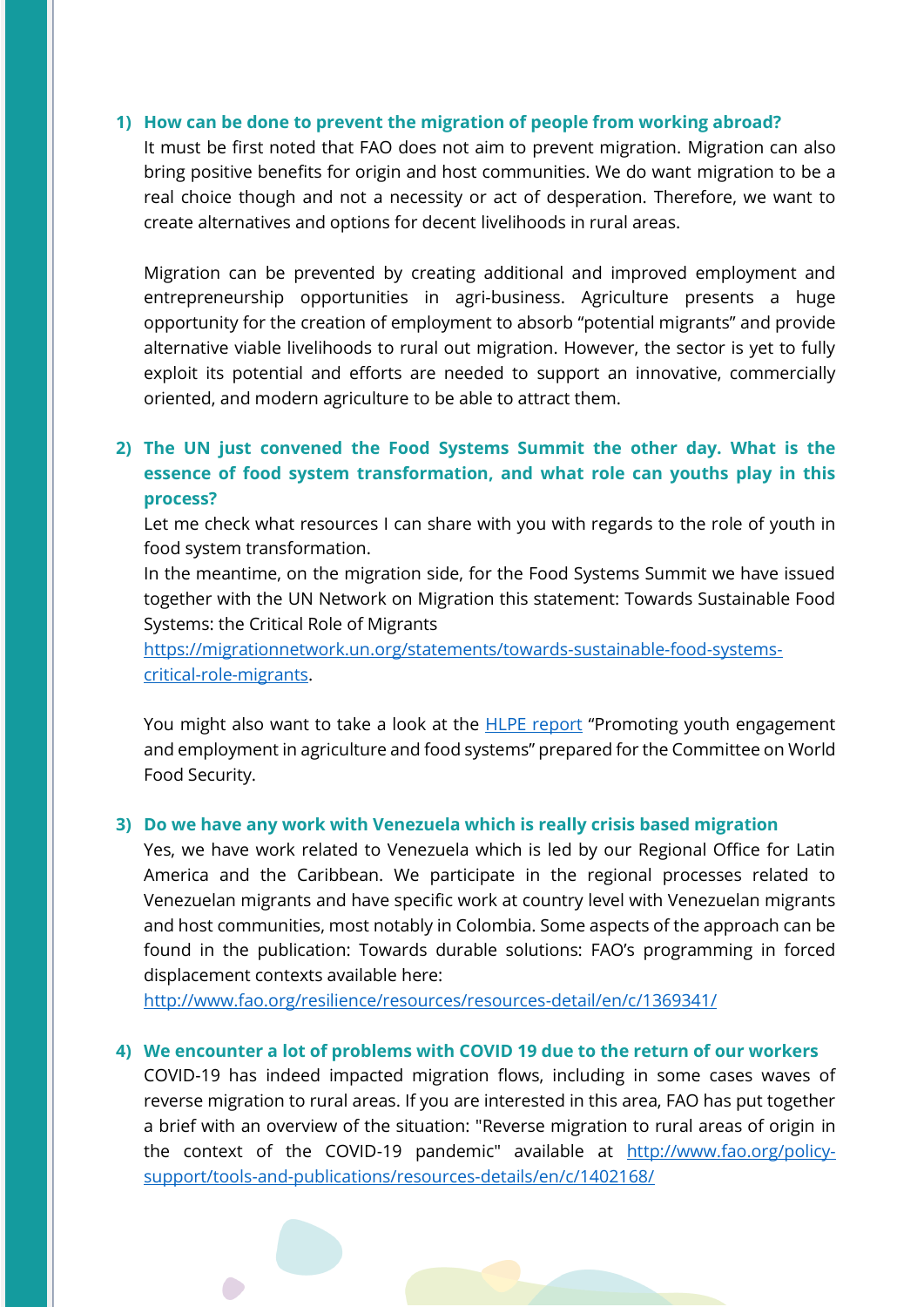1) **How can be done to prevent the migration of people from working abroad?**

   It must be first noted that FAO does not aim to prevent migration. Migration can also bring positive benefits for origin and host communities. We do want migration to be a real choice though and not a necessity or act of desperation. Therefore, we want to create alternatives and options for decent livelihoods in rural areas.

   Migration can be prevented by creating additional and improved employment and entrepreneurship opportunities in agri-business. Agriculture presents a huge opportunity for the creation of employment to absorb "potential migrants" and provide alternative viable livelihoods to rural out migration. However, the sector is yet to fully exploit its potential and efforts are needed to support an innovative, commercially oriented, and modern agriculture to be able to attract them.

2) **The UN just convened the Food Systems Summit the other day. What is the essence of food system transformation, and what role can youths play in this process?**

   Let me check what resources I can share with you with regards to the role of youth in food system transformation.

   In the meantime, on the migration side, for the Food Systems Summit we have issued together with the UN Network on Migration this statement: Towards Sustainable Food Systems: the Critical Role of Migrants https://migrationnetwork.un.org/statements/towards-sustainable-food-systems-critical-role-migrants.

   You might also want to take a look at the HLPE report "Promoting youth engagement and employment in agriculture and food systems" prepared for the Committee on World Food Security.

3) **Do we have any work with Venezuela which is really crisis based migration**

   Yes, we have work related to Venezuela which is led by our Regional Office for Latin America and the Caribbean. We participate in the regional processes related to Venezuelan migrants and have specific work at country level with Venezuelan migrants and host communities, most notably in Colombia. Some aspects of the approach can be found in the publication: Towards durable solutions: FAO's programming in forced displacement contexts available here: http://www.fao.org/resilience/resources/resources-detail/en/c/1369341/

4) **We encounter a lot of problems with COVID 19 due to the return of our workers**

   COVID-19 has indeed impacted migration flows, including in some cases waves of reverse migration to rural areas. If you are interested in this area, FAO has put together a brief with an overview of the situation: "Reverse migration to rural areas of origin in the context of the COVID-19 pandemic" available at http://www.fao.org/policy-support/tools-and-publications/resources-details/en/c/1402168/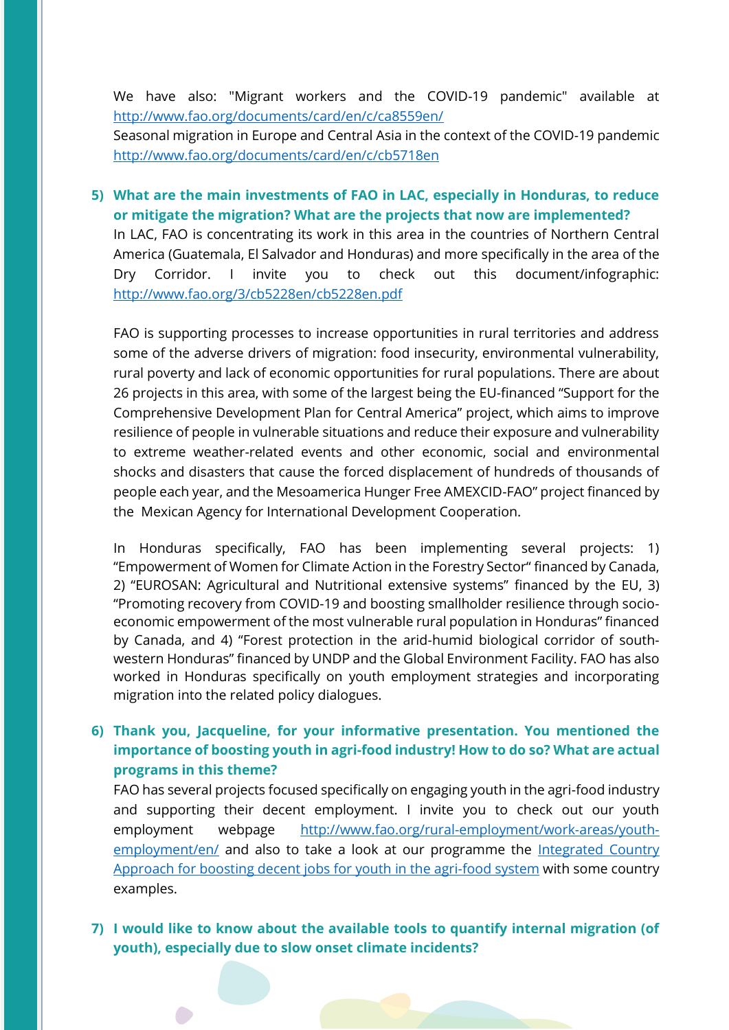We have also: "Migrant workers and the COVID-19 pandemic" available at http://www.fao.org/documents/card/en/c/ca8559en/
Seasonal migration in Europe and Central Asia in the context of the COVID-19 pandemic http://www.fao.org/documents/card/en/c/cb5718en

5) **What are the main investments of FAO in LAC, especially in Honduras, to reduce or mitigate the migration? What are the projects that now are implemented?**

In LAC, FAO is concentrating its work in this area in the countries of Northern Central America (Guatemala, El Salvador and Honduras) and more specifically in the area of the Dry Corridor. I invite you to check out this document/infographic: http://www.fao.org/3/cb5228en/cb5228en.pdf

FAO is supporting processes to increase opportunities in rural territories and address some of the adverse drivers of migration: food insecurity, environmental vulnerability, rural poverty and lack of economic opportunities for rural populations. There are about 26 projects in this area, with some of the largest being the EU-financed "Support for the Comprehensive Development Plan for Central America" project, which aims to improve resilience of people in vulnerable situations and reduce their exposure and vulnerability to extreme weather-related events and other economic, social and environmental shocks and disasters that cause the forced displacement of hundreds of thousands of people each year, and the Mesoamerica Hunger Free AMEXCID-FAO" project financed by the Mexican Agency for International Development Cooperation.

In Honduras specifically, FAO has been implementing several projects: 1) "Empowerment of Women for Climate Action in the Forestry Sector" financed by Canada, 2) "EUROSAN: Agricultural and Nutritional extensive systems" financed by the EU, 3) "Promoting recovery from COVID-19 and boosting smallholder resilience through socio-economic empowerment of the most vulnerable rural population in Honduras" financed by Canada, and 4) "Forest protection in the arid-humid biological corridor of south-western Honduras" financed by UNDP and the Global Environment Facility. FAO has also worked in Honduras specifically on youth employment strategies and incorporating migration into the related policy dialogues.

6) **Thank you, Jacqueline, for your informative presentation. You mentioned the importance of boosting youth in agri-food industry! How to do so? What are actual programs in this theme?**

FAO has several projects focused specifically on engaging youth in the agri-food industry and supporting their decent employment. I invite you to check out our youth employment webpage http://www.fao.org/rural-employment/work-areas/youth-employment/en/ and also to take a look at our programme the Integrated Country Approach for boosting decent jobs for youth in the agri-food system with some country examples.

7) **I would like to know about the available tools to quantify internal migration (of youth), especially due to slow onset climate incidents?**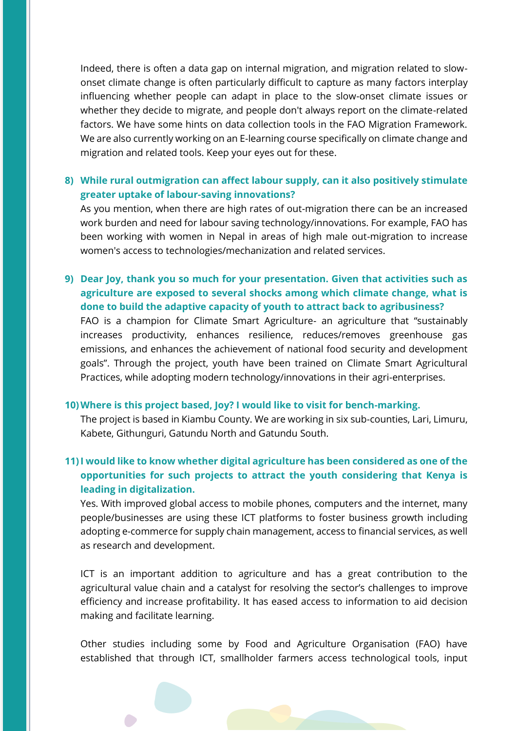Indeed, there is often a data gap on internal migration, and migration related to slow-onset climate change is often particularly difficult to capture as many factors interplay influencing whether people can adapt in place to the slow-onset climate issues or whether they decide to migrate, and people don't always report on the climate-related factors. We have some hints on data collection tools in the FAO Migration Framework. We are also currently working on an E-learning course specifically on climate change and migration and related tools. Keep your eyes out for these.

8) **While rural outmigration can affect labour supply, can it also positively stimulate greater uptake of labour-saving innovations?**

As you mention, when there are high rates of out-migration there can be an increased work burden and need for labour saving technology/innovations. For example, FAO has been working with women in Nepal in areas of high male out-migration to increase women's access to technologies/mechanization and related services.

9) **Dear Joy, thank you so much for your presentation. Given that activities such as agriculture are exposed to several shocks among which climate change, what is done to build the adaptive capacity of youth to attract back to agribusiness?**

FAO is a champion for Climate Smart Agriculture- an agriculture that "sustainably increases productivity, enhances resilience, reduces/removes greenhouse gas emissions, and enhances the achievement of national food security and development goals". Through the project, youth have been trained on Climate Smart Agricultural Practices, while adopting modern technology/innovations in their agri-enterprises.

10) **Where is this project based, Joy? I would like to visit for bench-marking.**

The project is based in Kiambu County. We are working in six sub-counties, Lari, Limuru, Kabete, Githunguri, Gatundu North and Gatundu South.

11) **I would like to know whether digital agriculture has been considered as one of the opportunities for such projects to attract the youth considering that Kenya is leading in digitalization.**

Yes. With improved global access to mobile phones, computers and the internet, many people/businesses are using these ICT platforms to foster business growth including adopting e-commerce for supply chain management, access to financial services, as well as research and development.

ICT is an important addition to agriculture and has a great contribution to the agricultural value chain and a catalyst for resolving the sector's challenges to improve efficiency and increase profitability. It has eased access to information to aid decision making and facilitate learning.

Other studies including some by Food and Agriculture Organisation (FAO) have established that through ICT, smallholder farmers access technological tools, input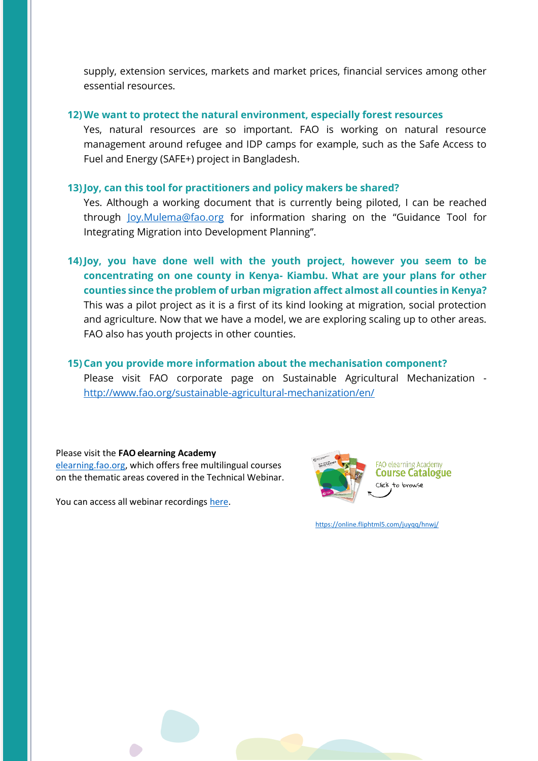supply, extension services, markets and market prices, financial services among other essential resources.

**12) We want to protect the natural environment, especially forest resources**

Yes, natural resources are so important. FAO is working on natural resource management around refugee and IDP camps for example, such as the Safe Access to Fuel and Energy (SAFE+) project in Bangladesh.

**13) Joy, can this tool for practitioners and policy makers be shared?**

Yes. Although a working document that is currently being piloted, I can be reached through Joy.Mulema@fao.org for information sharing on the "Guidance Tool for Integrating Migration into Development Planning".

**14) Joy, you have done well with the youth project, however you seem to be concentrating on one county in Kenya- Kiambu. What are your plans for other counties since the problem of urban migration affect almost all counties in Kenya?**

This was a pilot project as it is a first of its kind looking at migration, social protection and agriculture. Now that we have a model, we are exploring scaling up to other areas. FAO also has youth projects in other counties.

**15) Can you provide more information about the mechanisation component?**

Please visit FAO corporate page on Sustainable Agricultural Mechanization - http://www.fao.org/sustainable-agricultural-mechanization/en/

Please visit the **FAO elearning Academy** elearning.fao.org, which offers free multilingual courses on the thematic areas covered in the Technical Webinar.

You can access all webinar recordings here.

FAO elearning Academy
Course Catalogue
Click to browse

https://online.fliphtml5.com/juyqq/hnwj/